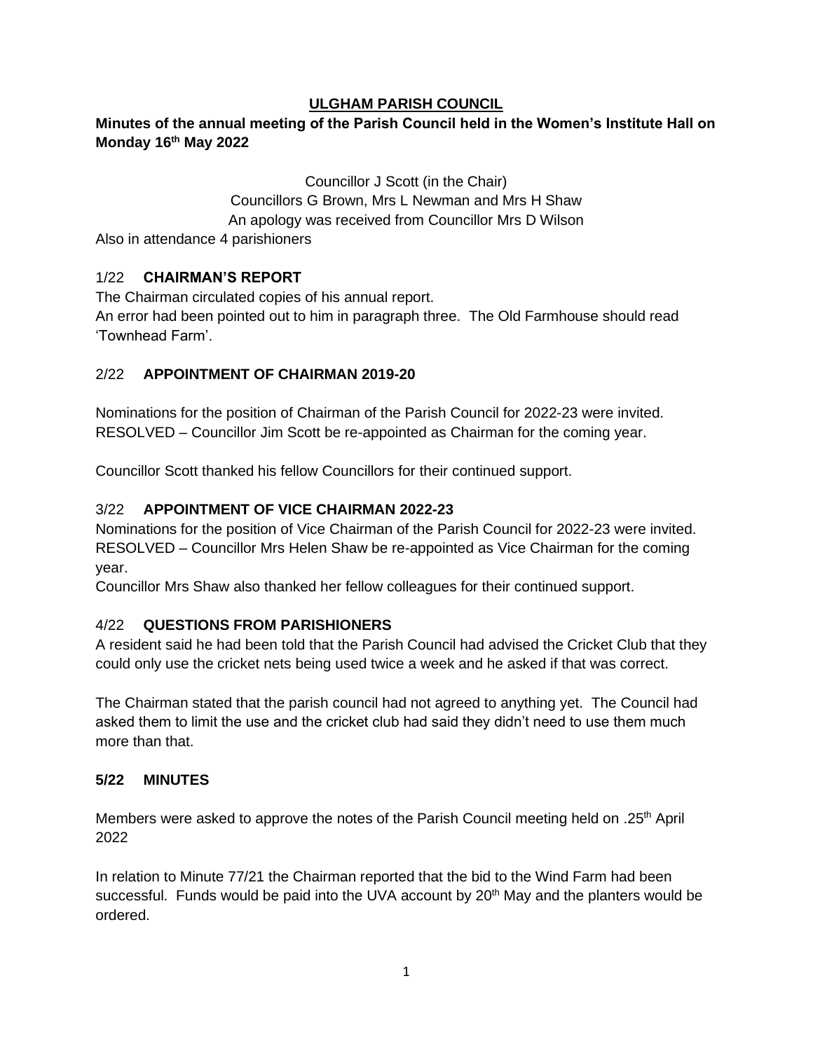# ULGHAM PARISH COUNCIL

**Minutes of the annual meeting of the Parish Council held in the Women's Institute Hall on Monday 16th May 2022**

Councillor J Scott (in the Chair)
Councillors G Brown, Mrs L Newman and Mrs H Shaw
An apology was received from Councillor Mrs D Wilson

Also in attendance 4 parishioners

## 1/22 CHAIRMAN'S REPORT

The Chairman circulated copies of his annual report.
An error had been pointed out to him in paragraph three. The Old Farmhouse should read 'Townhead Farm'.

## 2/22 APPOINTMENT OF CHAIRMAN 2019-20

Nominations for the position of Chairman of the Parish Council for 2022-23 were invited.
RESOLVED – Councillor Jim Scott be re-appointed as Chairman for the coming year.

Councillor Scott thanked his fellow Councillors for their continued support.

## 3/22 APPOINTMENT OF VICE CHAIRMAN 2022-23

Nominations for the position of Vice Chairman of the Parish Council for 2022-23 were invited.
RESOLVED – Councillor Mrs Helen Shaw be re-appointed as Vice Chairman for the coming year.
Councillor Mrs Shaw also thanked her fellow colleagues for their continued support.

## 4/22 QUESTIONS FROM PARISHIONERS

A resident said he had been told that the Parish Council had advised the Cricket Club that they could only use the cricket nets being used twice a week and he asked if that was correct.

The Chairman stated that the parish council had not agreed to anything yet. The Council had asked them to limit the use and the cricket club had said they didn't need to use them much more than that.

## 5/22 MINUTES

Members were asked to approve the notes of the Parish Council meeting held on .25th April 2022

In relation to Minute 77/21 the Chairman reported that the bid to the Wind Farm had been successful. Funds would be paid into the UVA account by 20th May and the planters would be ordered.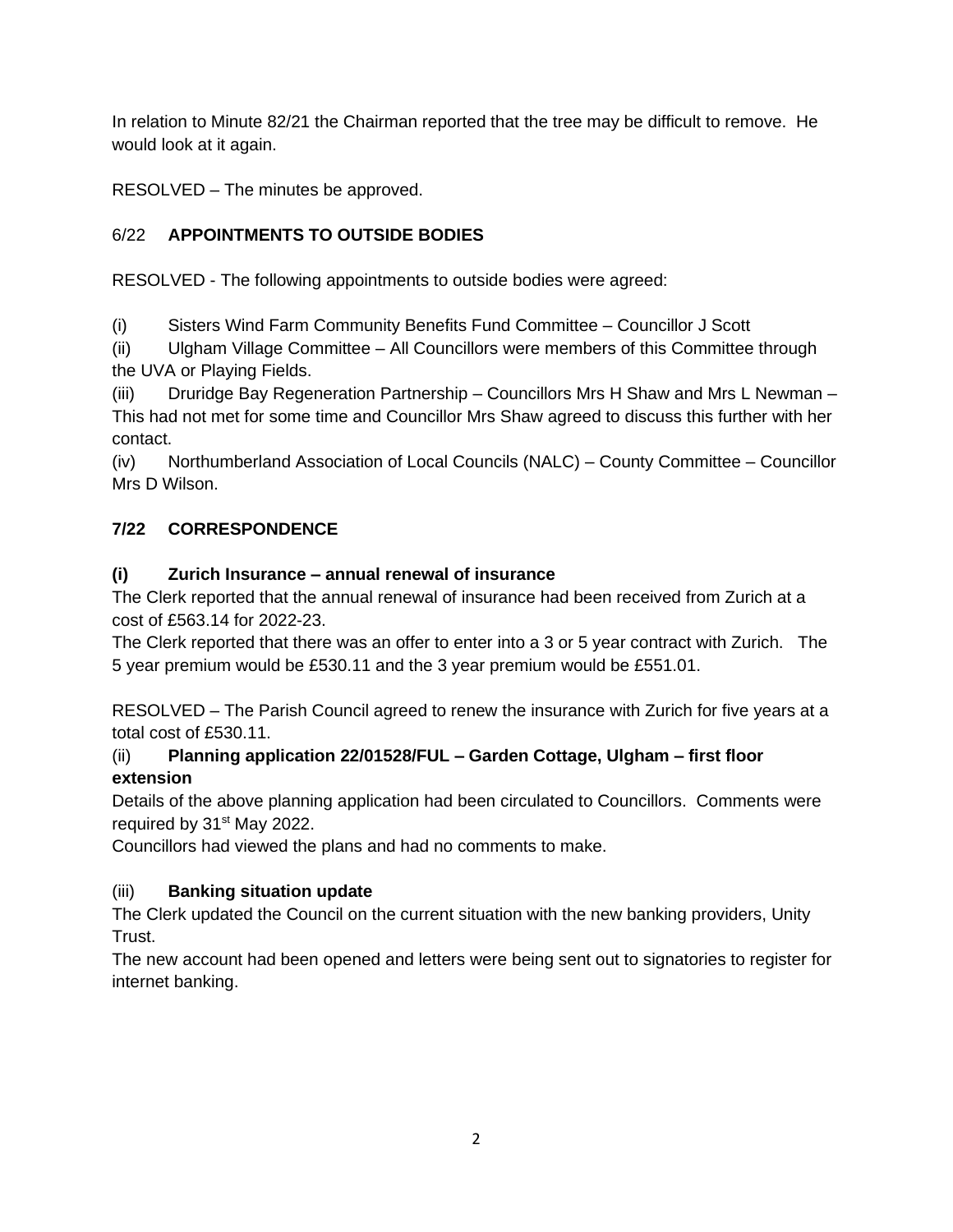In relation to Minute 82/21 the Chairman reported that the tree may be difficult to remove. He would look at it again.

RESOLVED – The minutes be approved.

## 6/22 **APPOINTMENTS TO OUTSIDE BODIES**

RESOLVED - The following appointments to outside bodies were agreed:

(i) Sisters Wind Farm Community Benefits Fund Committee – Councillor J Scott

(ii) Ulgham Village Committee – All Councillors were members of this Committee through the UVA or Playing Fields.

(iii) Druridge Bay Regeneration Partnership – Councillors Mrs H Shaw and Mrs L Newman – This had not met for some time and Councillor Mrs Shaw agreed to discuss this further with her contact.

(iv) Northumberland Association of Local Councils (NALC) – County Committee – Councillor Mrs D Wilson.

## **7/22 CORRESPONDENCE**

### **(i) Zurich Insurance – annual renewal of insurance**

The Clerk reported that the annual renewal of insurance had been received from Zurich at a cost of £563.14 for 2022-23.

The Clerk reported that there was an offer to enter into a 3 or 5 year contract with Zurich. The 5 year premium would be £530.11 and the 3 year premium would be £551.01.

RESOLVED – The Parish Council agreed to renew the insurance with Zurich for five years at a total cost of £530.11.

### (ii) **Planning application 22/01528/FUL – Garden Cottage, Ulgham – first floor extension**

Details of the above planning application had been circulated to Councillors. Comments were required by 31st May 2022.

Councillors had viewed the plans and had no comments to make.

### (iii) **Banking situation update**

The Clerk updated the Council on the current situation with the new banking providers, Unity Trust.

The new account had been opened and letters were being sent out to signatories to register for internet banking.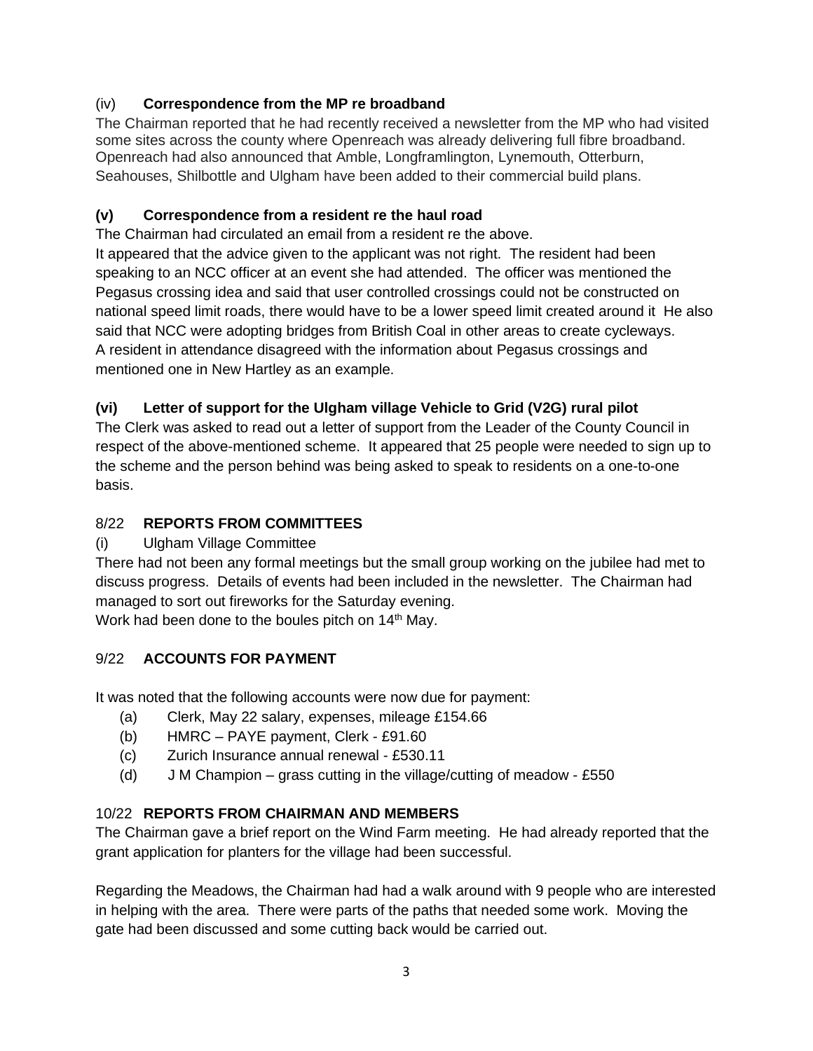### (iv) **Correspondence from the MP re broadband**

The Chairman reported that he had recently received a newsletter from the MP who had visited some sites across the county where Openreach was already delivering full fibre broadband. Openreach had also announced that Amble, Longframlington, Lynemouth, Otterburn, Seahouses, Shilbottle and Ulgham have been added to their commercial build plans.

### **(v) Correspondence from a resident re the haul road**

The Chairman had circulated an email from a resident re the above.
It appeared that the advice given to the applicant was not right. The resident had been speaking to an NCC officer at an event she had attended. The officer was mentioned the Pegasus crossing idea and said that user controlled crossings could not be constructed on national speed limit roads, there would have to be a lower speed limit created around it He also said that NCC were adopting bridges from British Coal in other areas to create cycleways.
A resident in attendance disagreed with the information about Pegasus crossings and mentioned one in New Hartley as an example.

### **(vi) Letter of support for the Ulgham village Vehicle to Grid (V2G) rural pilot**

The Clerk was asked to read out a letter of support from the Leader of the County Council in respect of the above-mentioned scheme. It appeared that 25 people were needed to sign up to the scheme and the person behind was being asked to speak to residents on a one-to-one basis.

## 8/22 **REPORTS FROM COMMITTEES**

(i) Ulgham Village Committee

There had not been any formal meetings but the small group working on the jubilee had met to discuss progress. Details of events had been included in the newsletter. The Chairman had managed to sort out fireworks for the Saturday evening.
Work had been done to the boules pitch on 14th May.

## 9/22 **ACCOUNTS FOR PAYMENT**

It was noted that the following accounts were now due for payment:

(a) Clerk, May 22 salary, expenses, mileage £154.66
(b) HMRC – PAYE payment, Clerk - £91.60
(c) Zurich Insurance annual renewal - £530.11
(d) J M Champion – grass cutting in the village/cutting of meadow - £550

## 10/22 **REPORTS FROM CHAIRMAN AND MEMBERS**

The Chairman gave a brief report on the Wind Farm meeting. He had already reported that the grant application for planters for the village had been successful.

Regarding the Meadows, the Chairman had had a walk around with 9 people who are interested in helping with the area. There were parts of the paths that needed some work. Moving the gate had been discussed and some cutting back would be carried out.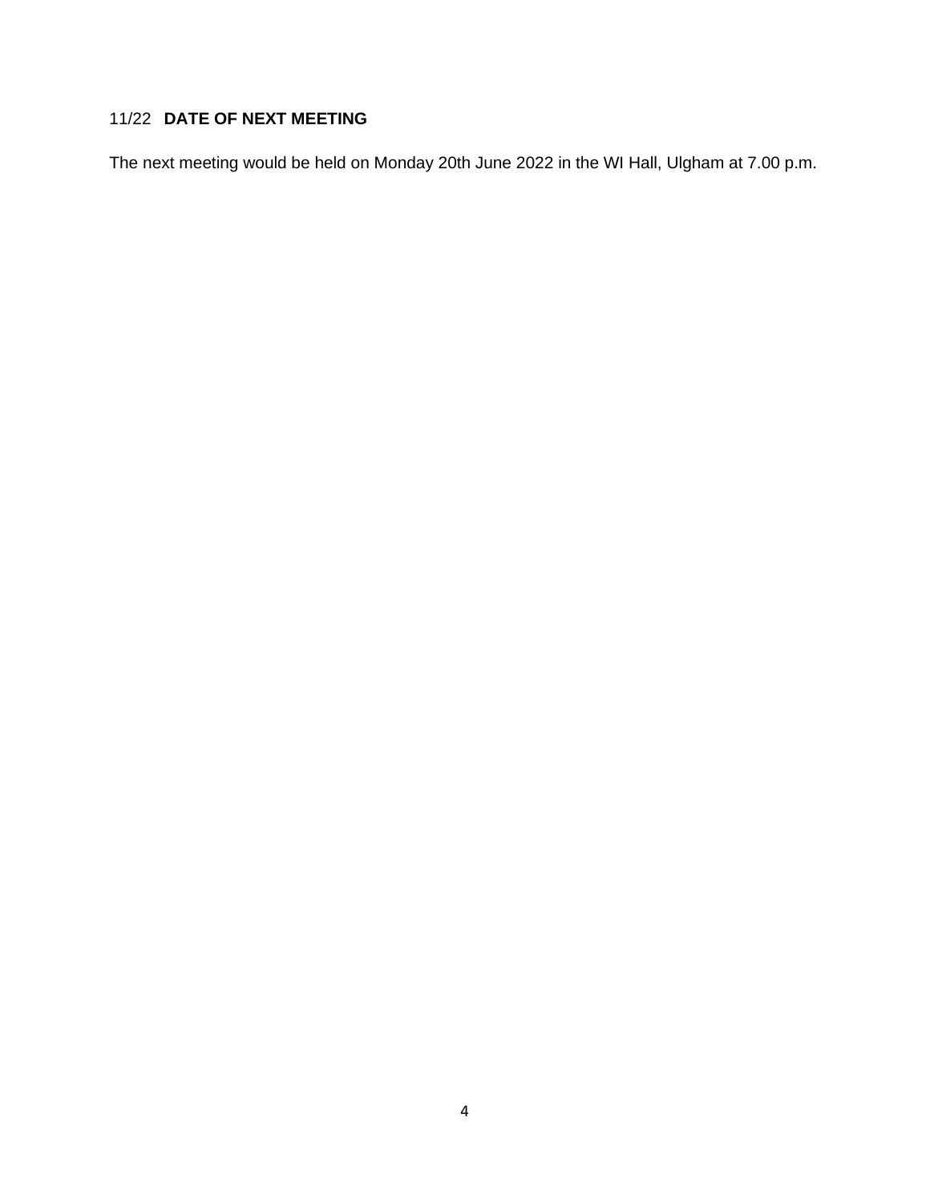11/22 **DATE OF NEXT MEETING**

The next meeting would be held on Monday 20th June 2022 in the WI Hall, Ulgham at 7.00 p.m.